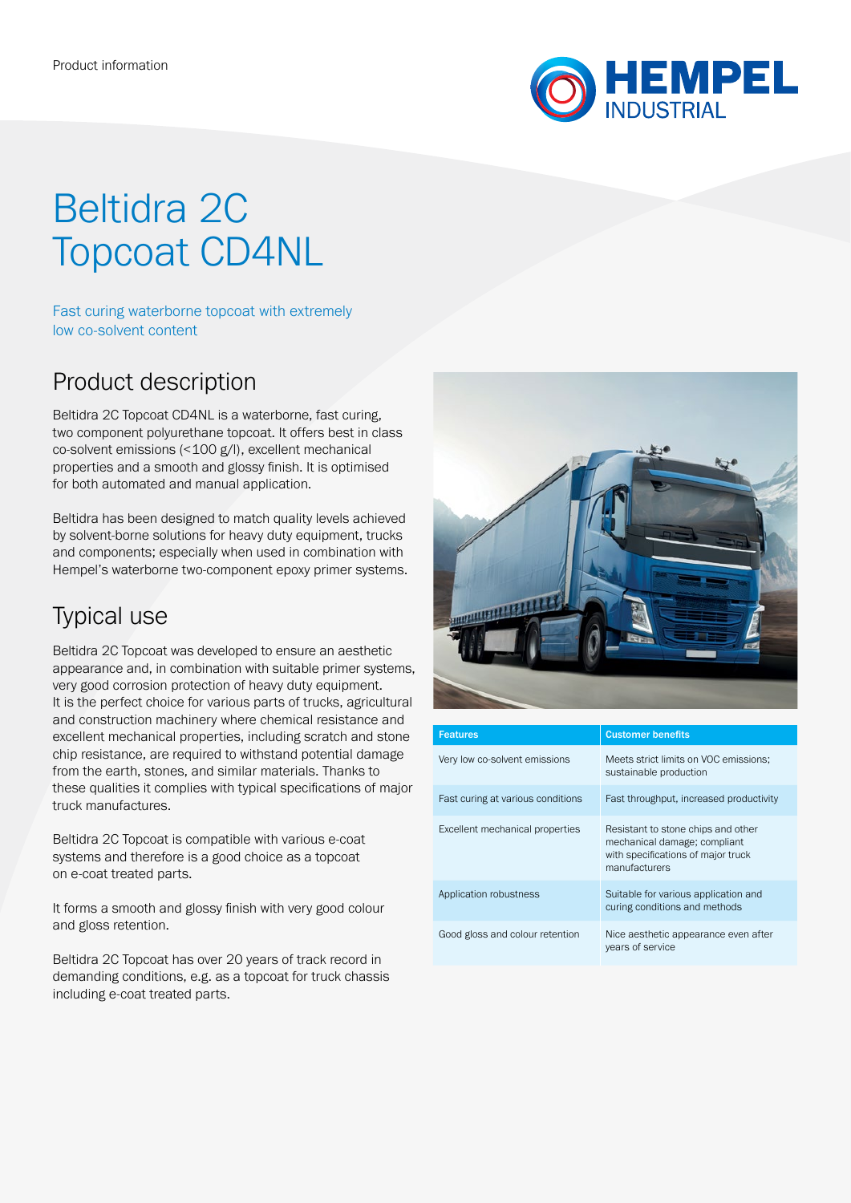Product information

# Beltidra 2C Topcoat CD4NL

Fast curing waterborne topcoat with extremely low co-solvent content

## Product description

Beltidra 2C Topcoat CD4NL is a waterborne, fast curing, two component polyurethane topcoat. It offers best in class co-solvent emissions (<100 g/l), excellent mechanical properties and a smooth and glossy finish. It is optimised for both automated and manual application.

Beltidra has been designed to match quality levels achieved by solvent-borne solutions for heavy duty equipment, trucks and components; especially when used in combination with Hempel's waterborne two-component epoxy primer systems.

## Typical use

Beltidra 2C Topcoat was developed to ensure an aesthetic appearance and, in combination with suitable primer systems, very good corrosion protection of heavy duty equipment. It is the perfect choice for various parts of trucks, agricultural and construction machinery where chemical resistance and excellent mechanical properties, including scratch and stone chip resistance, are required to withstand potential damage from the earth, stones, and similar materials. Thanks to these qualities it complies with typical specifications of major truck manufactures.

Beltidra 2C Topcoat is compatible with various e-coat systems and therefore is a good choice as a topcoat on e-coat treated parts.

It forms a smooth and glossy finish with very good colour and gloss retention.

Beltidra 2C Topcoat has over 20 years of track record in demanding conditions, e.g. as a topcoat for truck chassis including e-coat treated parts.

| Features | Customer benefits |
|---|---|
| Very low co-solvent emissions | Meets strict limits on VOC emissions; sustainable production |
| Fast curing at various conditions | Fast throughput, increased productivity |
| Excellent mechanical properties | Resistant to stone chips and other mechanical damage; compliant with specifications of major truck manufacturers |
| Application robustness | Suitable for various application and curing conditions and methods |
| Good gloss and colour retention | Nice aesthetic appearance even after years of service |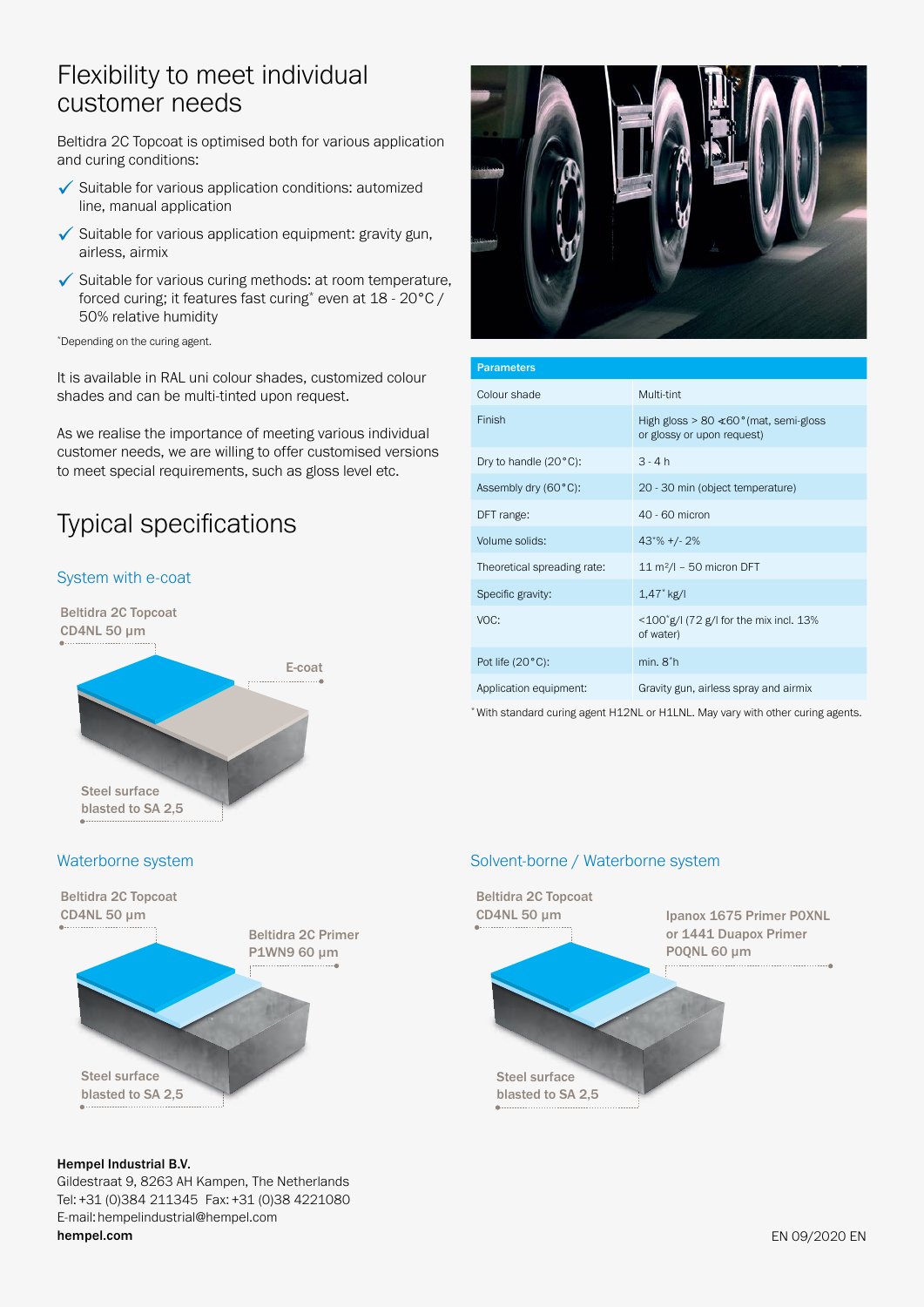# Flexibility to meet individual customer needs

Beltidra 2C Topcoat is optimised both for various application and curing conditions:

- ✓ Suitable for various application conditions: automized line, manual application
- ✓ Suitable for various application equipment: gravity gun, airless, airmix
- ✓ Suitable for various curing methods: at room temperature, forced curing; it features fast curing* even at 18 - 20°C / 50% relative humidity

*Depending on the curing agent.

It is available in RAL uni colour shades, customized colour shades and can be multi-tinted upon request.

As we realise the importance of meeting various individual customer needs, we are willing to offer customised versions to meet special requirements, such as gloss level etc.

| Parameters | |
|---|---|
| Colour shade | Multi-tint |
| Finish | High gloss > 80 ∢60°(mat, semi-gloss or glossy or upon request) |
| Dry to handle (20°C): | 3 - 4 h |
| Assembly dry (60°C): | 20 - 30 min (object temperature) |
| DFT range: | 40 - 60 micron |
| Volume solids: | 43*% +/- 2% |
| Theoretical spreading rate: | 11 m²/l – 50 micron DFT |
| Specific gravity: | 1,47* kg/l |
| VOC: | <100*g/l (72 g/l for the mix incl. 13% of water) |
| Pot life (20°C): | min. 8*h |
| Application equipment: | Gravity gun, airless spray and airmix |

*With standard curing agent H12NL or H1LNL. May vary with other curing agents.

# Typical specifications

## System with e-coat

Beltidra 2C Topcoat CD4NL 50 µm

E-coat

Steel surface blasted to SA 2,5

## Waterborne system

Beltidra 2C Topcoat CD4NL 50 µm

Beltidra 2C Primer P1WN9 60 µm

Steel surface blasted to SA 2,5

## Solvent-borne / Waterborne system

Beltidra 2C Topcoat CD4NL 50 µm

Ipanox 1675 Primer POXNL or 1441 Duapox Primer POQNL 60 µm

Steel surface blasted to SA 2,5

**Hempel Industrial B.V.**
Gildestraat 9, 8263 AH Kampen, The Netherlands
Tel: +31 (0)384 211345 Fax: +31 (0)38 4221080
E-mail: hempelindustrial@hempel.com
**hempel.com**

EN 09/2020 EN